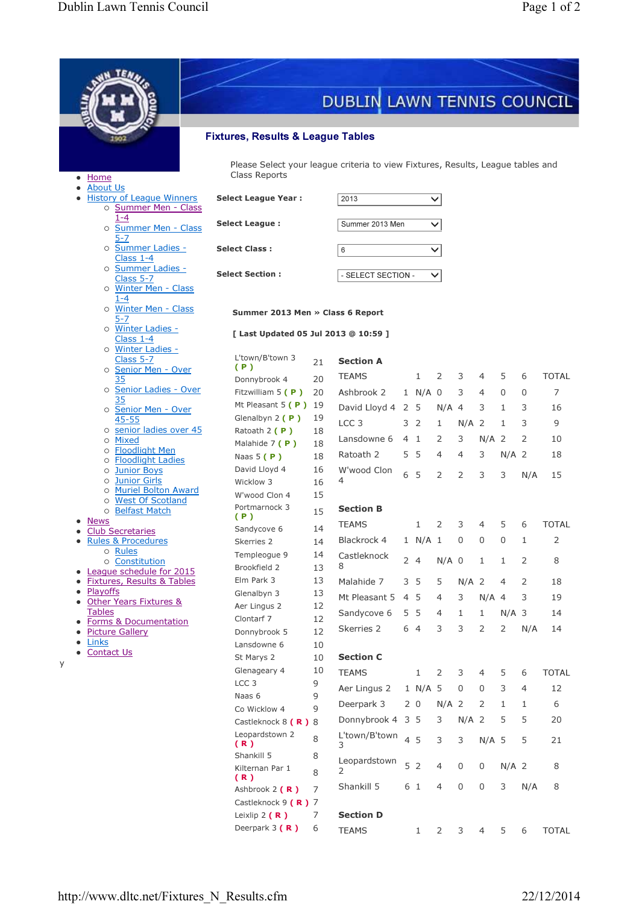# DUBLIN LAWN TENNIS COUNCIL

## Fixtures, Results & League Tables

- Home
- About Us
- History of League Winners
  - Summer Men - Class 1-4
  - Summer Men - Class 5-7
  - Summer Ladies - Class 1-4
  - Summer Ladies - Class 5-7
  - Winter Men - Class 1-4
  - Winter Men - Class 5-7
  - Winter Ladies - Class 1-4
  - Winter Ladies - Class 5-7
  - Senior Men - Over 35
  - Senior Ladies - Over 35
  - Senior Men - Over 45-55
  - senior ladies over 45
  - Mixed
  - Floodlight Men
  - Floodlight Ladies
  - Junior Boys
  - Junior Girls
  - Muriel Bolton Award
  - West Of Scotland
  - Belfast Match
- News
- Club Secretaries
- Rules & Procedures
  - Rules
  - Constitution
- League schedule for 2015
- Fixtures, Results & Tables
- Playoffs
- Other Years Fixtures & Tables
- Forms & Documentation
- Picture Gallery
- Links
- Contact Us

y

Please Select your league criteria to view Fixtures, Results, League tables and Class Reports

**Select League Year :** 2013

**Select League :** Summer 2013 Men

**Select Class :** 6

**Select Section :** - SELECT SECTION -

**Summer 2013 Men » Class 6 Report**

**[ Last Updated 05 Jul 2013 @ 10:59 ]**

| Team | Points |
|---|---|
| L'town/B'town 3 ( P ) | 21 |
| Donnybrook 4 | 20 |
| Fitzwilliam 5 ( P ) | 20 |
| Mt Pleasant 5 ( P ) | 19 |
| Glenalbyn 2 ( P ) | 19 |
| Ratoath 2 ( P ) | 18 |
| Malahide 7 ( P ) | 18 |
| Naas 5 ( P ) | 18 |
| David Lloyd 4 | 16 |
| Wicklow 3 | 16 |
| W'wood Clon 4 | 15 |
| Portmarnock 3 ( P ) | 15 |
| Sandycove 6 | 14 |
| Skerries 2 | 14 |
| Tempeogue 9 | 14 |
| Brookfield 2 | 13 |
| Elm Park 3 | 13 |
| Glenalbyn 3 | 13 |
| Aer Lingus 2 | 12 |
| Clontarf 7 | 12 |
| Donnybrook 5 | 12 |
| Lansdowne 6 | 10 |
| St Marys 2 | 10 |
| Glenageary 4 | 10 |
| LCC 3 | 9 |
| Naas 6 | 9 |
| Co Wicklow 4 | 9 |
| Castleknock 8 ( R ) | 8 |
| Leopardstown 2 ( R ) | 8 |
| Shankill 5 | 8 |
| Kilternan Par 1 ( R ) | 8 |
| Ashbrook 2 ( R ) | 7 |
| Castleknock 9 ( R ) | 7 |
| Leixlip 2 ( R ) | 7 |
| Deerpark 3 ( R ) | 6 |

**Section A**

| TEAMS | | 1 | 2 | 3 | 4 | 5 | 6 | TOTAL |
|---|---|---|---|---|---|---|---|---|
| Ashbrook 2 | 1 | N/A | 0 | 3 | 4 | 0 | 0 | 7 |
| David Lloyd 4 | 2 | 5 | N/A | 4 | 3 | 1 | 3 | 16 |
| LCC 3 | 3 | 2 | 1 | N/A | 2 | 1 | 3 | 9 |
| Lansdowne 6 | 4 | 1 | 2 | 3 | N/A | 2 | 2 | 10 |
| Ratoath 2 | 5 | 5 | 4 | 4 | 3 | N/A | 2 | 18 |
| W'wood Clon 4 | 6 | 5 | 2 | 2 | 3 | 3 | N/A | 15 |

**Section B**

| TEAMS | | 1 | 2 | 3 | 4 | 5 | 6 | TOTAL |
|---|---|---|---|---|---|---|---|---|
| Blackrock 4 | 1 | N/A | 1 | 0 | 0 | 0 | 1 | 2 |
| Castleknock 8 | 2 | 4 | N/A | 0 | 1 | 1 | 2 | 8 |
| Malahide 7 | 3 | 5 | 5 | N/A | 2 | 4 | 2 | 18 |
| Mt Pleasant 5 | 4 | 5 | 4 | 3 | N/A | 4 | 3 | 19 |
| Sandycove 6 | 5 | 5 | 4 | 1 | 1 | N/A | 3 | 14 |
| Skerries 2 | 6 | 4 | 3 | 3 | 2 | 2 | N/A | 14 |

**Section C**

| TEAMS | | 1 | 2 | 3 | 4 | 5 | 6 | TOTAL |
|---|---|---|---|---|---|---|---|---|
| Aer Lingus 2 | 1 | N/A | 5 | 0 | 0 | 3 | 4 | 12 |
| Deerpark 3 | 2 | 0 | N/A | 2 | 2 | 1 | 1 | 6 |
| Donnybrook 4 | 3 | 5 | 3 | N/A | 2 | 5 | 5 | 20 |
| L'town/B'town 3 | 4 | 5 | 3 | 3 | N/A | 5 | 5 | 21 |
| Leopardstown 2 | 5 | 2 | 4 | 0 | 0 | N/A | 2 | 8 |
| Shankill 5 | 6 | 1 | 4 | 0 | 0 | 3 | N/A | 8 |

**Section D**

| TEAMS | | 1 | 2 | 3 | 4 | 5 | 6 | TOTAL |
|---|---|---|---|---|---|---|---|---|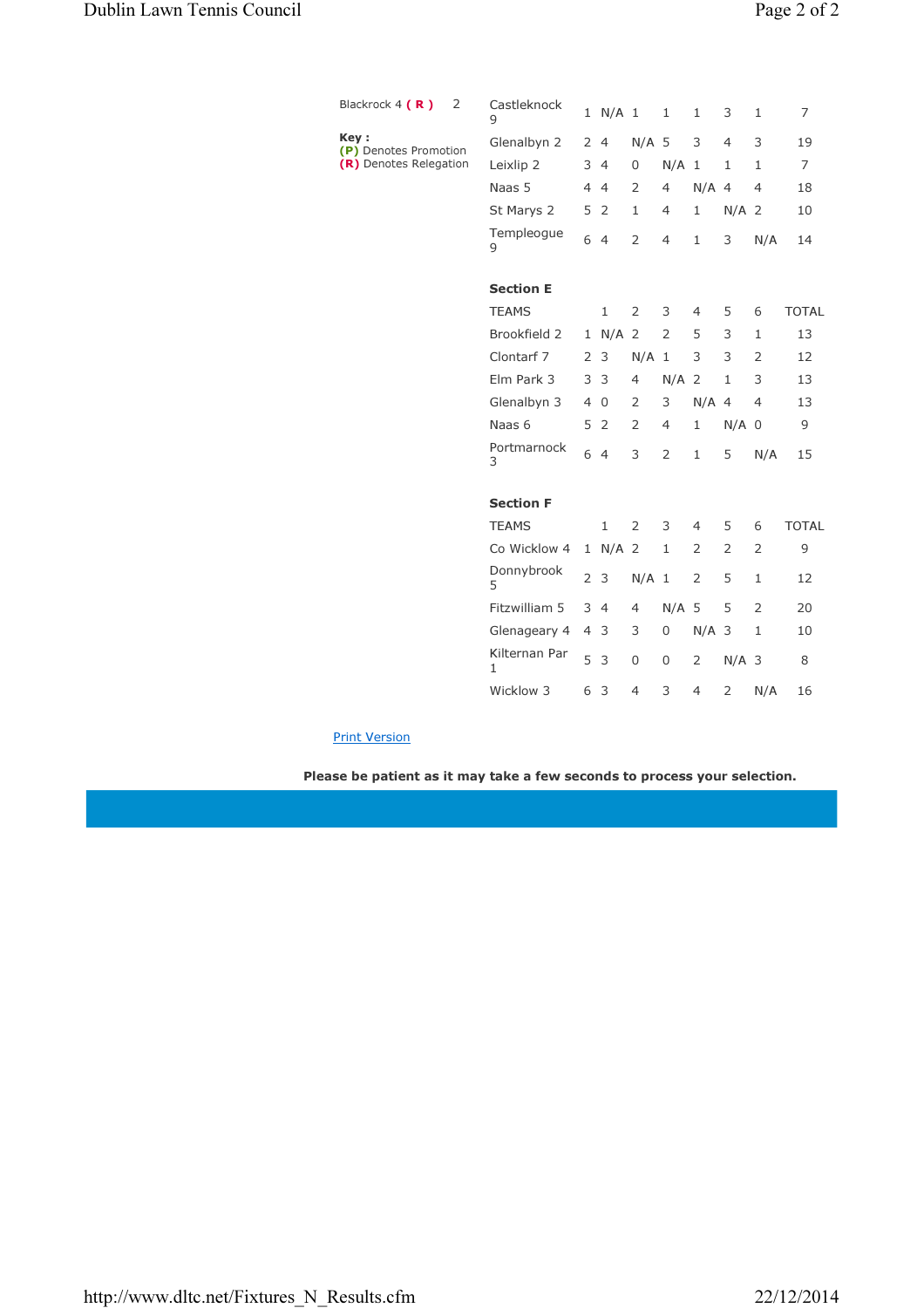Blackrock 4 ( R ) 2

| | | | | | | | | |
|---|---|---|---|---|---|---|---|---|
| Castleknock 9 | 1 | N/A | 1 | 1 | 1 | 3 | 1 | 7 |
| Glenalbyn 2 | 2 | 4 | N/A | 5 | 3 | 4 | 3 | 19 |
| Leixlip 2 | 3 | 4 | 0 | N/A | 1 | 1 | 1 | 7 |
| Naas 5 | 4 | 4 | 2 | 4 | N/A | 4 | 4 | 18 |
| St Marys 2 | 5 | 2 | 1 | 4 | 1 | N/A | 2 | 10 |
| Templeogue 9 | 6 | 4 | 2 | 4 | 1 | 3 | N/A | 14 |

**Key :**
(P) Denotes Promotion
(R) Denotes Relegation

**Section E**

| TEAMS | | 1 | 2 | 3 | 4 | 5 | 6 | TOTAL |
|---|---|---|---|---|---|---|---|---|
| Brookfield 2 | 1 | N/A | 2 | 2 | 5 | 3 | 1 | 13 |
| Clontarf 7 | 2 | 3 | N/A | 1 | 3 | 3 | 2 | 12 |
| Elm Park 3 | 3 | 3 | 4 | N/A | 2 | 1 | 3 | 13 |
| Glenalbyn 3 | 4 | 0 | 2 | 3 | N/A | 4 | 4 | 13 |
| Naas 6 | 5 | 2 | 2 | 4 | 1 | N/A | 0 | 9 |
| Portmarnock 3 | 6 | 4 | 3 | 2 | 1 | 5 | N/A | 15 |

**Section F**

| TEAMS | | 1 | 2 | 3 | 4 | 5 | 6 | TOTAL |
|---|---|---|---|---|---|---|---|---|
| Co Wicklow 4 | 1 | N/A | 2 | 1 | 2 | 2 | 2 | 9 |
| Donnybrook 5 | 2 | 3 | N/A | 1 | 2 | 5 | 1 | 12 |
| Fitzwilliam 5 | 3 | 4 | 4 | N/A | 5 | 5 | 2 | 20 |
| Glenageary 4 | 4 | 3 | 3 | 0 | N/A | 3 | 1 | 10 |
| Kilternan Par 1 | 5 | 3 | 0 | 0 | 2 | N/A | 3 | 8 |
| Wicklow 3 | 6 | 3 | 4 | 3 | 4 | 2 | N/A | 16 |

Print Version

**Please be patient as it may take a few seconds to process your selection.**